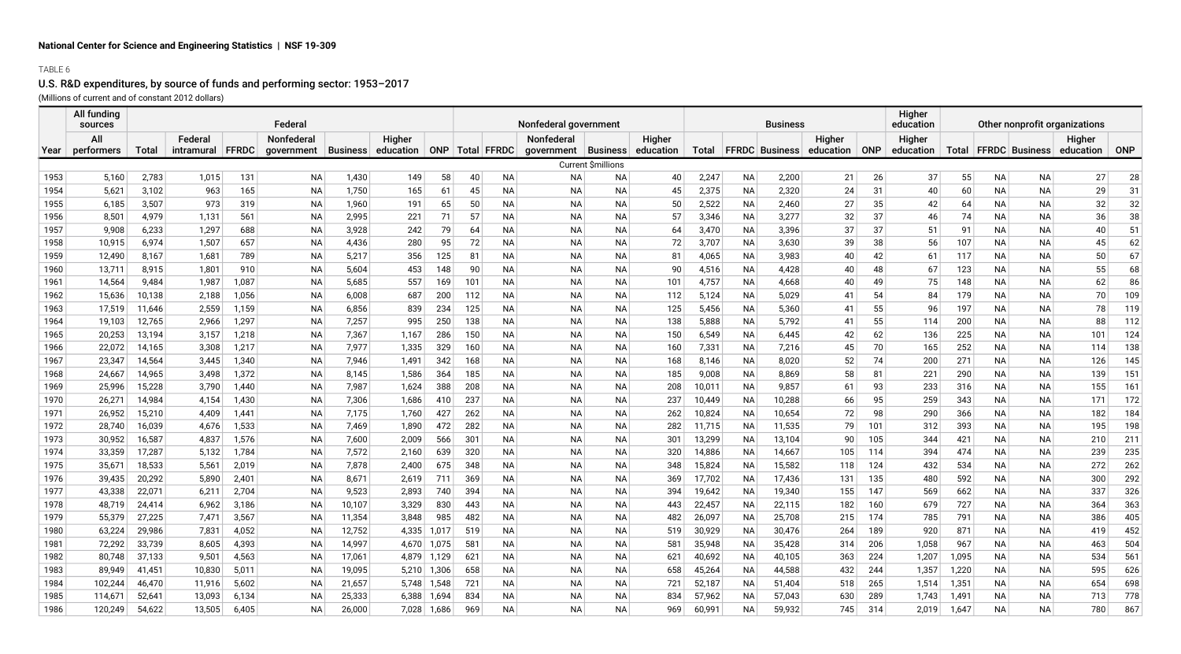National Center for Science and Engineering Statistics | NSF 19-309

TABLE 6

## U.S. R&D expenditures, by source of funds and performing sector: 1953–2017

(Millions of current and of constant 2012 dollars)

| | All funding sources | Federal | | | | | | | Nonfederal government | | | | | Business | | | | | Higher education | Other nonprofit organizations | | | | |
|---|---|---|---|---|---|---|---|---|---|---|---|---|---|---|---|---|---|---|---|---|---|---|---|---|
| Year | All performers | Total | Federal intramural | FFRDC | Nonfederal government | Business | Higher education | ONP | Total | FFRDC | Nonfederal government | Business | Higher education | Total | FFRDC | Business | Higher education | ONP | Higher education | Total | FFRDC | Business | Higher education | ONP |
| | | | | | | | | | | | Current $millions | | | | | | | | | | | | | |
| 1953 | 5,160 | 2,783 | 1,015 | 131 | NA | 1,430 | 149 | 58 | 40 | NA | NA | NA | 40 | 2,247 | NA | 2,200 | 21 | 26 | 37 | 55 | NA | NA | 27 | 28 |
| 1954 | 5,621 | 3,102 | 963 | 165 | NA | 1,750 | 165 | 61 | 45 | NA | NA | NA | 45 | 2,375 | NA | 2,320 | 24 | 31 | 40 | 60 | NA | NA | 29 | 31 |
| 1955 | 6,185 | 3,507 | 973 | 319 | NA | 1,960 | 191 | 65 | 50 | NA | NA | NA | 50 | 2,522 | NA | 2,460 | 27 | 35 | 42 | 64 | NA | NA | 32 | 32 |
| 1956 | 8,501 | 4,979 | 1,131 | 561 | NA | 2,995 | 221 | 71 | 57 | NA | NA | NA | 57 | 3,346 | NA | 3,277 | 32 | 37 | 46 | 74 | NA | NA | 36 | 38 |
| 1957 | 9,908 | 6,233 | 1,297 | 688 | NA | 3,928 | 242 | 79 | 64 | NA | NA | NA | 64 | 3,470 | NA | 3,396 | 37 | 37 | 51 | 91 | NA | NA | 40 | 51 |
| 1958 | 10,915 | 6,974 | 1,507 | 657 | NA | 4,436 | 280 | 95 | 72 | NA | NA | NA | 72 | 3,707 | NA | 3,630 | 39 | 38 | 56 | 107 | NA | NA | 45 | 62 |
| 1959 | 12,490 | 8,167 | 1,681 | 789 | NA | 5,217 | 356 | 125 | 81 | NA | NA | NA | 81 | 4,065 | NA | 3,983 | 40 | 42 | 61 | 117 | NA | NA | 50 | 67 |
| 1960 | 13,711 | 8,915 | 1,801 | 910 | NA | 5,604 | 453 | 148 | 90 | NA | NA | NA | 90 | 4,516 | NA | 4,428 | 40 | 48 | 67 | 123 | NA | NA | 55 | 68 |
| 1961 | 14,564 | 9,484 | 1,987 | 1,087 | NA | 5,685 | 557 | 169 | 101 | NA | NA | NA | 101 | 4,757 | NA | 4,668 | 40 | 49 | 75 | 148 | NA | NA | 62 | 86 |
| 1962 | 15,636 | 10,138 | 2,188 | 1,056 | NA | 6,008 | 687 | 200 | 112 | NA | NA | NA | 112 | 5,124 | NA | 5,029 | 41 | 54 | 84 | 179 | NA | NA | 70 | 109 |
| 1963 | 17,519 | 11,646 | 2,559 | 1,159 | NA | 6,856 | 839 | 234 | 125 | NA | NA | NA | 125 | 5,456 | NA | 5,360 | 41 | 55 | 96 | 197 | NA | NA | 78 | 119 |
| 1964 | 19,103 | 12,765 | 2,966 | 1,297 | NA | 7,257 | 995 | 250 | 138 | NA | NA | NA | 138 | 5,888 | NA | 5,792 | 41 | 55 | 114 | 200 | NA | NA | 88 | 112 |
| 1965 | 20,253 | 13,194 | 3,157 | 1,218 | NA | 7,367 | 1,167 | 286 | 150 | NA | NA | NA | 150 | 6,549 | NA | 6,445 | 42 | 62 | 136 | 225 | NA | NA | 101 | 124 |
| 1966 | 22,072 | 14,165 | 3,308 | 1,217 | NA | 7,977 | 1,335 | 329 | 160 | NA | NA | NA | 160 | 7,331 | NA | 7,216 | 45 | 70 | 165 | 252 | NA | NA | 114 | 138 |
| 1967 | 23,347 | 14,564 | 3,445 | 1,340 | NA | 7,946 | 1,491 | 342 | 168 | NA | NA | NA | 168 | 8,146 | NA | 8,020 | 52 | 74 | 200 | 271 | NA | NA | 126 | 145 |
| 1968 | 24,667 | 14,965 | 3,498 | 1,372 | NA | 8,145 | 1,586 | 364 | 185 | NA | NA | NA | 185 | 9,008 | NA | 8,869 | 58 | 81 | 221 | 290 | NA | NA | 139 | 151 |
| 1969 | 25,996 | 15,228 | 3,790 | 1,440 | NA | 7,987 | 1,624 | 388 | 208 | NA | NA | NA | 208 | 10,011 | NA | 9,857 | 61 | 93 | 233 | 316 | NA | NA | 155 | 161 |
| 1970 | 26,271 | 14,984 | 4,154 | 1,430 | NA | 7,306 | 1,686 | 410 | 237 | NA | NA | NA | 237 | 10,449 | NA | 10,288 | 66 | 95 | 259 | 343 | NA | NA | 171 | 172 |
| 1971 | 26,952 | 15,210 | 4,409 | 1,441 | NA | 7,175 | 1,760 | 427 | 262 | NA | NA | NA | 262 | 10,824 | NA | 10,654 | 72 | 98 | 290 | 366 | NA | NA | 182 | 184 |
| 1972 | 28,740 | 16,039 | 4,676 | 1,533 | NA | 7,469 | 1,890 | 472 | 282 | NA | NA | NA | 282 | 11,715 | NA | 11,535 | 79 | 101 | 312 | 393 | NA | NA | 195 | 198 |
| 1973 | 30,952 | 16,587 | 4,837 | 1,576 | NA | 7,600 | 2,009 | 566 | 301 | NA | NA | NA | 301 | 13,299 | NA | 13,104 | 90 | 105 | 344 | 421 | NA | NA | 210 | 211 |
| 1974 | 33,359 | 17,287 | 5,132 | 1,784 | NA | 7,572 | 2,160 | 639 | 320 | NA | NA | NA | 320 | 14,886 | NA | 14,667 | 105 | 114 | 394 | 474 | NA | NA | 239 | 235 |
| 1975 | 35,671 | 18,533 | 5,561 | 2,019 | NA | 7,878 | 2,400 | 675 | 348 | NA | NA | NA | 348 | 15,824 | NA | 15,582 | 118 | 124 | 432 | 534 | NA | NA | 272 | 262 |
| 1976 | 39,435 | 20,292 | 5,890 | 2,401 | NA | 8,671 | 2,619 | 711 | 369 | NA | NA | NA | 369 | 17,702 | NA | 17,436 | 131 | 135 | 480 | 592 | NA | NA | 300 | 292 |
| 1977 | 43,338 | 22,071 | 6,211 | 2,704 | NA | 9,523 | 2,893 | 740 | 394 | NA | NA | NA | 394 | 19,642 | NA | 19,340 | 155 | 147 | 569 | 662 | NA | NA | 337 | 326 |
| 1978 | 48,719 | 24,414 | 6,962 | 3,186 | NA | 10,107 | 3,329 | 830 | 443 | NA | NA | NA | 443 | 22,457 | NA | 22,115 | 182 | 160 | 679 | 727 | NA | NA | 364 | 363 |
| 1979 | 55,379 | 27,225 | 7,471 | 3,567 | NA | 11,354 | 3,848 | 985 | 482 | NA | NA | NA | 482 | 26,097 | NA | 25,708 | 215 | 174 | 785 | 791 | NA | NA | 386 | 405 |
| 1980 | 63,224 | 29,986 | 7,831 | 4,052 | NA | 12,752 | 4,335 | 1,017 | 519 | NA | NA | NA | 519 | 30,929 | NA | 30,476 | 264 | 189 | 920 | 871 | NA | NA | 419 | 452 |
| 1981 | 72,292 | 33,739 | 8,605 | 4,393 | NA | 14,997 | 4,670 | 1,075 | 581 | NA | NA | NA | 581 | 35,948 | NA | 35,428 | 314 | 206 | 1,058 | 967 | NA | NA | 463 | 504 |
| 1982 | 80,748 | 37,133 | 9,501 | 4,563 | NA | 17,061 | 4,879 | 1,129 | 621 | NA | NA | NA | 621 | 40,692 | NA | 40,105 | 363 | 224 | 1,207 | 1,095 | NA | NA | 534 | 561 |
| 1983 | 89,949 | 41,451 | 10,830 | 5,011 | NA | 19,095 | 5,210 | 1,306 | 658 | NA | NA | NA | 658 | 45,264 | NA | 44,588 | 432 | 244 | 1,357 | 1,220 | NA | NA | 595 | 626 |
| 1984 | 102,244 | 46,470 | 11,916 | 5,602 | NA | 21,657 | 5,748 | 1,548 | 721 | NA | NA | NA | 721 | 52,187 | NA | 51,404 | 518 | 265 | 1,514 | 1,351 | NA | NA | 654 | 698 |
| 1985 | 114,671 | 52,641 | 13,093 | 6,134 | NA | 25,333 | 6,388 | 1,694 | 834 | NA | NA | NA | 834 | 57,962 | NA | 57,043 | 630 | 289 | 1,743 | 1,491 | NA | NA | 713 | 778 |
| 1986 | 120,249 | 54,622 | 13,505 | 6,405 | NA | 26,000 | 7,028 | 1,686 | 969 | NA | NA | NA | 969 | 60,991 | NA | 59,932 | 745 | 314 | 2,019 | 1,647 | NA | NA | 780 | 867 |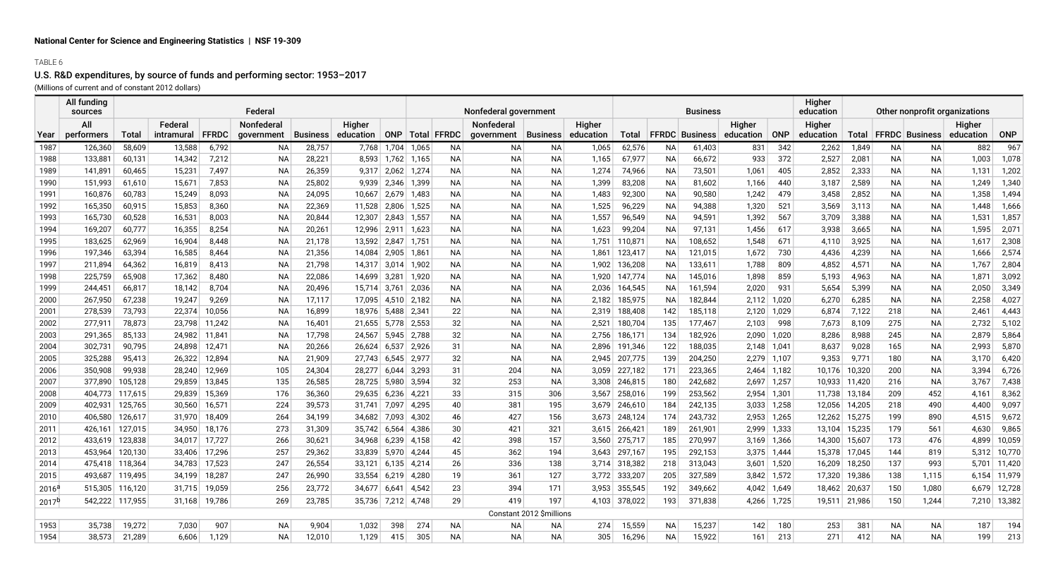National Center for Science and Engineering Statistics | NSF 19-309

TABLE 6

## U.S. R&D expenditures, by source of funds and performing sector: 1953–2017

(Millions of current and of constant 2012 dollars)

| | All funding sources | Federal | | | | | | | Nonfederal government | | | | | Business | | | | | Higher education | Other nonprofit organizations | | | | |
|---|---|---|---|---|---|---|---|---|---|---|---|---|---|---|---|---|---|---|---|---|---|---|---|---|
| Year | All performers | Total | Federal intramural | FFRDC | Nonfederal government | Business | Higher education | ONP | Total | FFRDC | Nonfederal government | Business | Higher education | Total | FFRDC | Business | Higher education | ONP | Higher education | Total | FFRDC | Business | Higher education | ONP |
| 1987 | 126,360 | 58,609 | 13,588 | 6,792 | NA | 28,757 | 7,768 | 1,704 | 1,065 | NA | NA | NA | 1,065 | 62,576 | NA | 61,403 | 831 | 342 | 2,262 | 1,849 | NA | NA | 882 | 967 |
| 1988 | 133,881 | 60,131 | 14,342 | 7,212 | NA | 28,221 | 8,593 | 1,762 | 1,165 | NA | NA | NA | 1,165 | 67,977 | NA | 66,672 | 933 | 372 | 2,527 | 2,081 | NA | NA | 1,003 | 1,078 |
| 1989 | 141,891 | 60,465 | 15,231 | 7,497 | NA | 26,359 | 9,317 | 2,062 | 1,274 | NA | NA | NA | 1,274 | 74,966 | NA | 73,501 | 1,061 | 405 | 2,852 | 2,333 | NA | NA | 1,131 | 1,202 |
| 1990 | 151,993 | 61,610 | 15,671 | 7,853 | NA | 25,802 | 9,939 | 2,346 | 1,399 | NA | NA | NA | 1,399 | 83,208 | NA | 81,602 | 1,166 | 440 | 3,187 | 2,589 | NA | NA | 1,249 | 1,340 |
| 1991 | 160,876 | 60,783 | 15,249 | 8,093 | NA | 24,095 | 10,667 | 2,679 | 1,483 | NA | NA | NA | 1,483 | 92,300 | NA | 90,580 | 1,242 | 479 | 3,458 | 2,852 | NA | NA | 1,358 | 1,494 |
| 1992 | 165,350 | 60,915 | 15,853 | 8,360 | NA | 22,369 | 11,528 | 2,806 | 1,525 | NA | NA | NA | 1,525 | 96,229 | NA | 94,388 | 1,320 | 521 | 3,569 | 3,113 | NA | NA | 1,448 | 1,666 |
| 1993 | 165,730 | 60,528 | 16,531 | 8,003 | NA | 20,844 | 12,307 | 2,843 | 1,557 | NA | NA | NA | 1,557 | 96,549 | NA | 94,591 | 1,392 | 567 | 3,709 | 3,388 | NA | NA | 1,531 | 1,857 |
| 1994 | 169,207 | 60,777 | 16,355 | 8,254 | NA | 20,261 | 12,996 | 2,911 | 1,623 | NA | NA | NA | 1,623 | 99,204 | NA | 97,131 | 1,456 | 617 | 3,938 | 3,665 | NA | NA | 1,595 | 2,071 |
| 1995 | 183,625 | 62,969 | 16,904 | 8,448 | NA | 21,178 | 13,592 | 2,847 | 1,751 | NA | NA | NA | 1,751 | 110,871 | NA | 108,652 | 1,548 | 671 | 4,110 | 3,925 | NA | NA | 1,617 | 2,308 |
| 1996 | 197,346 | 63,394 | 16,585 | 8,464 | NA | 21,356 | 14,084 | 2,905 | 1,861 | NA | NA | NA | 1,861 | 123,417 | NA | 121,015 | 1,672 | 730 | 4,436 | 4,239 | NA | NA | 1,666 | 2,574 |
| 1997 | 211,894 | 64,362 | 16,819 | 8,413 | NA | 21,798 | 14,317 | 3,014 | 1,902 | NA | NA | NA | 1,902 | 136,208 | NA | 133,611 | 1,788 | 809 | 4,852 | 4,571 | NA | NA | 1,767 | 2,804 |
| 1998 | 225,759 | 65,908 | 17,362 | 8,480 | NA | 22,086 | 14,699 | 3,281 | 1,920 | NA | NA | NA | 1,920 | 147,774 | NA | 145,016 | 1,898 | 859 | 5,193 | 4,963 | NA | NA | 1,871 | 3,092 |
| 1999 | 244,451 | 66,817 | 18,142 | 8,704 | NA | 20,496 | 15,714 | 3,761 | 2,036 | NA | NA | NA | 2,036 | 164,545 | NA | 161,594 | 2,020 | 931 | 5,654 | 5,399 | NA | NA | 2,050 | 3,349 |
| 2000 | 267,950 | 67,238 | 19,247 | 9,269 | NA | 17,117 | 17,095 | 4,510 | 2,182 | NA | NA | NA | 2,182 | 185,975 | NA | 182,844 | 2,112 | 1,020 | 6,270 | 6,285 | NA | NA | 2,258 | 4,027 |
| 2001 | 278,539 | 73,793 | 22,374 | 10,056 | NA | 16,899 | 18,976 | 5,488 | 2,341 | 22 | NA | NA | 2,319 | 188,408 | 142 | 185,118 | 2,120 | 1,029 | 6,874 | 7,122 | 218 | NA | 2,461 | 4,443 |
| 2002 | 277,911 | 78,873 | 23,798 | 11,242 | NA | 16,401 | 21,655 | 5,778 | 2,553 | 32 | NA | NA | 2,521 | 180,704 | 135 | 177,467 | 2,103 | 998 | 7,673 | 8,109 | 275 | NA | 2,732 | 5,102 |
| 2003 | 291,365 | 85,133 | 24,982 | 11,841 | NA | 17,798 | 24,567 | 5,945 | 2,788 | 32 | NA | NA | 2,756 | 186,171 | 134 | 182,926 | 2,090 | 1,020 | 8,286 | 8,988 | 245 | NA | 2,879 | 5,864 |
| 2004 | 302,731 | 90,795 | 24,898 | 12,471 | NA | 20,266 | 26,624 | 6,537 | 2,926 | 31 | NA | NA | 2,896 | 191,346 | 122 | 188,035 | 2,148 | 1,041 | 8,637 | 9,028 | 165 | NA | 2,993 | 5,870 |
| 2005 | 325,288 | 95,413 | 26,322 | 12,894 | NA | 21,909 | 27,743 | 6,545 | 2,977 | 32 | NA | NA | 2,945 | 207,775 | 139 | 204,250 | 2,279 | 1,107 | 9,353 | 9,771 | 180 | NA | 3,170 | 6,420 |
| 2006 | 350,908 | 99,938 | 28,240 | 12,969 | 105 | 24,304 | 28,277 | 6,044 | 3,293 | 31 | 204 | NA | 3,059 | 227,182 | 171 | 223,365 | 2,464 | 1,182 | 10,176 | 10,320 | 200 | NA | 3,394 | 6,726 |
| 2007 | 377,890 | 105,128 | 29,859 | 13,845 | 135 | 26,585 | 28,725 | 5,980 | 3,594 | 32 | 253 | NA | 3,308 | 246,815 | 180 | 242,682 | 2,697 | 1,257 | 10,933 | 11,420 | 216 | NA | 3,767 | 7,438 |
| 2008 | 404,773 | 117,615 | 29,839 | 15,369 | 176 | 36,360 | 29,635 | 6,236 | 4,221 | 33 | 315 | 306 | 3,567 | 258,016 | 199 | 253,562 | 2,954 | 1,301 | 11,738 | 13,184 | 209 | 452 | 4,161 | 8,362 |
| 2009 | 402,931 | 125,765 | 30,560 | 16,571 | 224 | 39,573 | 31,741 | 7,097 | 4,295 | 40 | 381 | 195 | 3,679 | 246,610 | 184 | 242,135 | 3,033 | 1,258 | 12,056 | 14,205 | 218 | 490 | 4,400 | 9,097 |
| 2010 | 406,580 | 126,617 | 31,970 | 18,409 | 264 | 34,199 | 34,682 | 7,093 | 4,302 | 46 | 427 | 156 | 3,673 | 248,124 | 174 | 243,732 | 2,953 | 1,265 | 12,262 | 15,275 | 199 | 890 | 4,515 | 9,672 |
| 2011 | 426,161 | 127,015 | 34,950 | 18,176 | 273 | 31,309 | 35,742 | 6,564 | 4,386 | 30 | 421 | 321 | 3,615 | 266,421 | 189 | 261,901 | 2,999 | 1,333 | 13,104 | 15,235 | 179 | 561 | 4,630 | 9,865 |
| 2012 | 433,619 | 123,838 | 34,017 | 17,727 | 266 | 30,621 | 34,968 | 6,239 | 4,158 | 42 | 398 | 157 | 3,560 | 275,717 | 185 | 270,997 | 3,169 | 1,366 | 14,300 | 15,607 | 173 | 476 | 4,899 | 10,059 |
| 2013 | 453,964 | 120,130 | 33,406 | 17,296 | 257 | 29,362 | 33,839 | 5,970 | 4,244 | 45 | 362 | 194 | 3,643 | 297,167 | 195 | 292,153 | 3,375 | 1,444 | 15,378 | 17,045 | 144 | 819 | 5,312 | 10,770 |
| 2014 | 475,418 | 118,364 | 34,783 | 17,523 | 247 | 26,554 | 33,121 | 6,135 | 4,214 | 26 | 336 | 138 | 3,714 | 318,382 | 218 | 313,043 | 3,601 | 1,520 | 16,209 | 18,250 | 137 | 993 | 5,701 | 11,420 |
| 2015 | 493,687 | 119,495 | 34,199 | 18,287 | 247 | 26,990 | 33,554 | 6,219 | 4,280 | 19 | 361 | 127 | 3,772 | 333,207 | 205 | 327,589 | 3,842 | 1,572 | 17,320 | 19,386 | 138 | 1,115 | 6,154 | 11,979 |
| 2016[a] | 515,305 | 116,120 | 31,715 | 19,059 | 256 | 23,772 | 34,677 | 6,641 | 4,542 | 23 | 394 | 171 | 3,953 | 355,545 | 192 | 349,662 | 4,042 | 1,649 | 18,462 | 20,637 | 150 | 1,080 | 6,679 | 12,728 |
| 2017[b] | 542,222 | 117,955 | 31,168 | 19,786 | 269 | 23,785 | 35,736 | 7,212 | 4,748 | 29 | 419 | 197 | 4,103 | 378,022 | 193 | 371,838 | 4,266 | 1,725 | 19,511 | 21,986 | 150 | 1,244 | 7,210 | 13,382 |
| | | | | | | | | | | | Constant 2012 $millions | | | | | | | | | | | | | |
| 1953 | 35,738 | 19,272 | 7,030 | 907 | NA | 9,904 | 1,032 | 398 | 274 | NA | NA | NA | 274 | 15,559 | NA | 15,237 | 142 | 180 | 253 | 381 | NA | NA | 187 | 194 |
| 1954 | 38,573 | 21,289 | 6,606 | 1,129 | NA | 12,010 | 1,129 | 415 | 305 | NA | NA | NA | 305 | 16,296 | NA | 15,922 | 161 | 213 | 271 | 412 | NA | NA | 199 | 213 |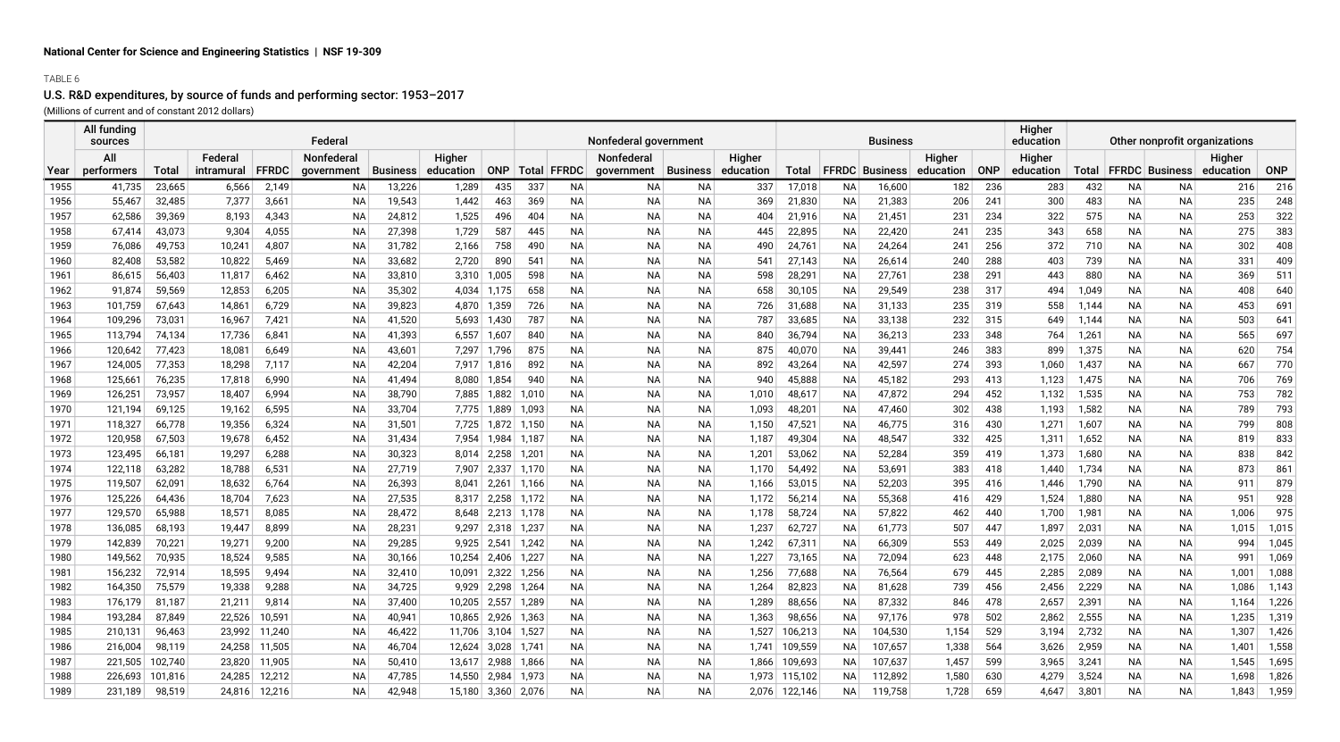National Center for Science and Engineering Statistics | NSF 19-309

TABLE 6

## U.S. R&D expenditures, by source of funds and performing sector: 1953–2017

(Millions of current and of constant 2012 dollars)

| | All funding sources | Federal | | | | | | | Nonfederal government | | | | | Business | | | | | Higher education | Other nonprofit organizations | | | | |
|---|---|---|---|---|---|---|---|---|---|---|---|---|---|---|---|---|---|---|---|---|---|---|---|---|
| Year | All performers | Total | Federal intramural | FFRDC | Nonfederal government | Business | Higher education | ONP | Total | FFRDC | Nonfederal government | Business | Higher education | Total | FFRDC | Business | Higher education | ONP | Higher education | Total | FFRDC | Business | Higher education | ONP |
| 1955 | 41,735 | 23,665 | 6,566 | 2,149 | NA | 13,226 | 1,289 | 435 | 337 | NA | NA | NA | 337 | 17,018 | NA | 16,600 | 182 | 236 | 283 | 432 | NA | NA | 216 | 216 |
| 1956 | 55,467 | 32,485 | 7,377 | 3,661 | NA | 19,543 | 1,442 | 463 | 369 | NA | NA | NA | 369 | 21,830 | NA | 21,383 | 206 | 241 | 300 | 483 | NA | NA | 235 | 248 |
| 1957 | 62,586 | 39,369 | 8,193 | 4,343 | NA | 24,812 | 1,525 | 496 | 404 | NA | NA | NA | 404 | 21,916 | NA | 21,451 | 231 | 234 | 322 | 575 | NA | NA | 253 | 322 |
| 1958 | 67,414 | 43,073 | 9,304 | 4,055 | NA | 27,398 | 1,729 | 587 | 445 | NA | NA | NA | 445 | 22,895 | NA | 22,420 | 241 | 235 | 343 | 658 | NA | NA | 275 | 383 |
| 1959 | 76,086 | 49,753 | 10,241 | 4,807 | NA | 31,782 | 2,166 | 758 | 490 | NA | NA | NA | 490 | 24,761 | NA | 24,264 | 241 | 256 | 372 | 710 | NA | NA | 302 | 408 |
| 1960 | 82,408 | 53,582 | 10,822 | 5,469 | NA | 33,682 | 2,720 | 890 | 541 | NA | NA | NA | 541 | 27,143 | NA | 26,614 | 240 | 288 | 403 | 739 | NA | NA | 331 | 409 |
| 1961 | 86,615 | 56,403 | 11,817 | 6,462 | NA | 33,810 | 3,310 | 1,005 | 598 | NA | NA | NA | 598 | 28,291 | NA | 27,761 | 238 | 291 | 443 | 880 | NA | NA | 369 | 511 |
| 1962 | 91,874 | 59,569 | 12,853 | 6,205 | NA | 35,302 | 4,034 | 1,175 | 658 | NA | NA | NA | 658 | 30,105 | NA | 29,549 | 238 | 317 | 494 | 1,049 | NA | NA | 408 | 640 |
| 1963 | 101,759 | 67,643 | 14,861 | 6,729 | NA | 39,823 | 4,870 | 1,359 | 726 | NA | NA | NA | 726 | 31,688 | NA | 31,133 | 235 | 319 | 558 | 1,144 | NA | NA | 453 | 691 |
| 1964 | 109,296 | 73,031 | 16,967 | 7,421 | NA | 41,520 | 5,693 | 1,430 | 787 | NA | NA | NA | 787 | 33,685 | NA | 33,138 | 232 | 315 | 649 | 1,144 | NA | NA | 503 | 641 |
| 1965 | 113,794 | 74,134 | 17,736 | 6,841 | NA | 41,393 | 6,557 | 1,607 | 840 | NA | NA | NA | 840 | 36,794 | NA | 36,213 | 233 | 348 | 764 | 1,261 | NA | NA | 565 | 697 |
| 1966 | 120,642 | 77,423 | 18,081 | 6,649 | NA | 43,601 | 7,297 | 1,796 | 875 | NA | NA | NA | 875 | 40,070 | NA | 39,441 | 246 | 383 | 899 | 1,375 | NA | NA | 620 | 754 |
| 1967 | 124,005 | 77,353 | 18,298 | 7,117 | NA | 42,204 | 7,917 | 1,816 | 892 | NA | NA | NA | 892 | 43,264 | NA | 42,597 | 274 | 393 | 1,060 | 1,437 | NA | NA | 667 | 770 |
| 1968 | 125,661 | 76,235 | 17,818 | 6,990 | NA | 41,494 | 8,080 | 1,854 | 940 | NA | NA | NA | 940 | 45,888 | NA | 45,182 | 293 | 413 | 1,123 | 1,475 | NA | NA | 706 | 769 |
| 1969 | 126,251 | 73,957 | 18,407 | 6,994 | NA | 38,790 | 7,885 | 1,882 | 1,010 | NA | NA | NA | 1,010 | 48,617 | NA | 47,872 | 294 | 452 | 1,132 | 1,535 | NA | NA | 753 | 782 |
| 1970 | 121,194 | 69,125 | 19,162 | 6,595 | NA | 33,704 | 7,775 | 1,889 | 1,093 | NA | NA | NA | 1,093 | 48,201 | NA | 47,460 | 302 | 438 | 1,193 | 1,582 | NA | NA | 789 | 793 |
| 1971 | 118,327 | 66,778 | 19,356 | 6,324 | NA | 31,501 | 7,725 | 1,872 | 1,150 | NA | NA | NA | 1,150 | 47,521 | NA | 46,775 | 316 | 430 | 1,271 | 1,607 | NA | NA | 799 | 808 |
| 1972 | 120,958 | 67,503 | 19,678 | 6,452 | NA | 31,434 | 7,954 | 1,984 | 1,187 | NA | NA | NA | 1,187 | 49,304 | NA | 48,547 | 332 | 425 | 1,311 | 1,652 | NA | NA | 819 | 833 |
| 1973 | 123,495 | 66,181 | 19,297 | 6,288 | NA | 30,323 | 8,014 | 2,258 | 1,201 | NA | NA | NA | 1,201 | 53,062 | NA | 52,284 | 359 | 419 | 1,373 | 1,680 | NA | NA | 838 | 842 |
| 1974 | 122,118 | 63,282 | 18,788 | 6,531 | NA | 27,719 | 7,907 | 2,337 | 1,170 | NA | NA | NA | 1,170 | 54,492 | NA | 53,691 | 383 | 418 | 1,440 | 1,734 | NA | NA | 873 | 861 |
| 1975 | 119,507 | 62,091 | 18,632 | 6,764 | NA | 26,393 | 8,041 | 2,261 | 1,166 | NA | NA | NA | 1,166 | 53,015 | NA | 52,203 | 395 | 416 | 1,446 | 1,790 | NA | NA | 911 | 879 |
| 1976 | 125,226 | 64,436 | 18,704 | 7,623 | NA | 27,535 | 8,317 | 2,258 | 1,172 | NA | NA | NA | 1,172 | 56,214 | NA | 55,368 | 416 | 429 | 1,524 | 1,880 | NA | NA | 951 | 928 |
| 1977 | 129,570 | 65,988 | 18,571 | 8,085 | NA | 28,472 | 8,648 | 2,213 | 1,178 | NA | NA | NA | 1,178 | 58,724 | NA | 57,822 | 462 | 440 | 1,700 | 1,981 | NA | NA | 1,006 | 975 |
| 1978 | 136,085 | 68,193 | 19,447 | 8,899 | NA | 28,231 | 9,297 | 2,318 | 1,237 | NA | NA | NA | 1,237 | 62,727 | NA | 61,773 | 507 | 447 | 1,897 | 2,031 | NA | NA | 1,015 | 1,015 |
| 1979 | 142,839 | 70,221 | 19,271 | 9,200 | NA | 29,285 | 9,925 | 2,541 | 1,242 | NA | NA | NA | 1,242 | 67,311 | NA | 66,309 | 553 | 449 | 2,025 | 2,039 | NA | NA | 994 | 1,045 |
| 1980 | 149,562 | 70,935 | 18,524 | 9,585 | NA | 30,166 | 10,254 | 2,406 | 1,227 | NA | NA | NA | 1,227 | 73,165 | NA | 72,094 | 623 | 448 | 2,175 | 2,060 | NA | NA | 991 | 1,069 |
| 1981 | 156,232 | 72,914 | 18,595 | 9,494 | NA | 32,410 | 10,091 | 2,322 | 1,256 | NA | NA | NA | 1,256 | 77,688 | NA | 76,564 | 679 | 445 | 2,285 | 2,089 | NA | NA | 1,001 | 1,088 |
| 1982 | 164,350 | 75,579 | 19,338 | 9,288 | NA | 34,725 | 9,929 | 2,298 | 1,264 | NA | NA | NA | 1,264 | 82,823 | NA | 81,628 | 739 | 456 | 2,456 | 2,229 | NA | NA | 1,086 | 1,143 |
| 1983 | 176,179 | 81,187 | 21,211 | 9,814 | NA | 37,400 | 10,205 | 2,557 | 1,289 | NA | NA | NA | 1,289 | 88,656 | NA | 87,332 | 846 | 478 | 2,657 | 2,391 | NA | NA | 1,164 | 1,226 |
| 1984 | 193,284 | 87,849 | 22,526 | 10,591 | NA | 40,941 | 10,865 | 2,926 | 1,363 | NA | NA | NA | 1,363 | 98,656 | NA | 97,176 | 978 | 502 | 2,862 | 2,555 | NA | NA | 1,235 | 1,319 |
| 1985 | 210,131 | 96,463 | 23,992 | 11,240 | NA | 46,422 | 11,706 | 3,104 | 1,527 | NA | NA | NA | 1,527 | 106,213 | NA | 104,530 | 1,154 | 529 | 3,194 | 2,732 | NA | NA | 1,307 | 1,426 |
| 1986 | 216,004 | 98,119 | 24,258 | 11,505 | NA | 46,704 | 12,624 | 3,028 | 1,741 | NA | NA | NA | 1,741 | 109,559 | NA | 107,657 | 1,338 | 564 | 3,626 | 2,959 | NA | NA | 1,401 | 1,558 |
| 1987 | 221,505 | 102,740 | 23,820 | 11,905 | NA | 50,410 | 13,617 | 2,988 | 1,866 | NA | NA | NA | 1,866 | 109,693 | NA | 107,637 | 1,457 | 599 | 3,965 | 3,241 | NA | NA | 1,545 | 1,695 |
| 1988 | 226,693 | 101,816 | 24,285 | 12,212 | NA | 47,785 | 14,550 | 2,984 | 1,973 | NA | NA | NA | 1,973 | 115,102 | NA | 112,892 | 1,580 | 630 | 4,279 | 3,524 | NA | NA | 1,698 | 1,826 |
| 1989 | 231,189 | 98,519 | 24,816 | 12,216 | NA | 42,948 | 15,180 | 3,360 | 2,076 | NA | NA | NA | 2,076 | 122,146 | NA | 119,758 | 1,728 | 659 | 4,647 | 3,801 | NA | NA | 1,843 | 1,959 |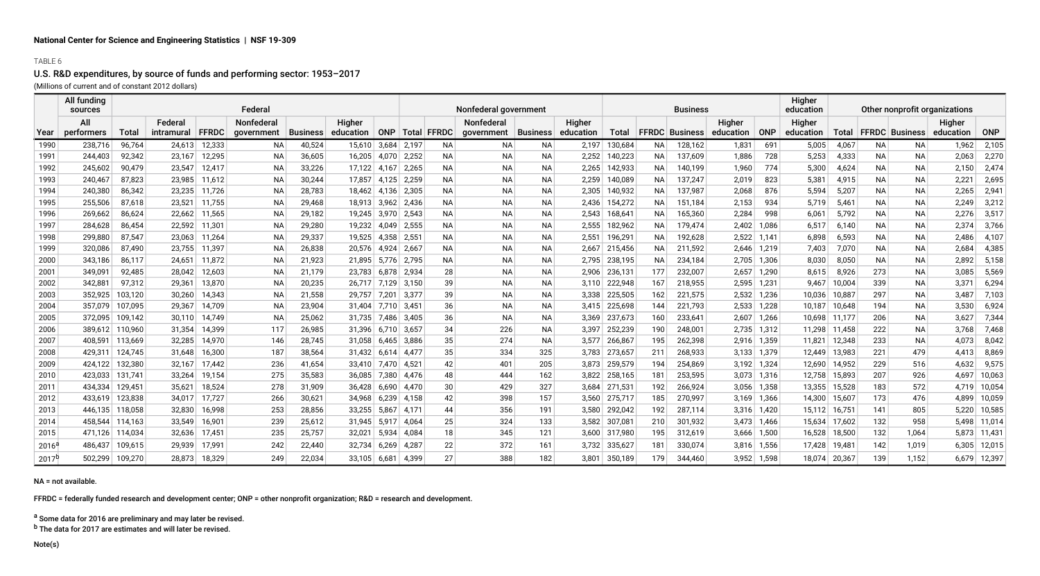National Center for Science and Engineering Statistics | NSF 19-309

TABLE 6

### U.S. R&D expenditures, by source of funds and performing sector: 1953–2017

(Millions of current and of constant 2012 dollars)

| | All funding sources | Federal | | | | | | | Nonfederal government | | | | | Business | | | | | Higher education | Other nonprofit organizations | | | | |
|---|---|---|---|---|---|---|---|---|---|---|---|---|---|---|---|---|---|---|---|---|---|---|---|---|
| Year | All performers | Total | Federal intramural | FFRDC | Nonfederal government | Business | Higher education | ONP | Total | FFRDC | Nonfederal government | Business | Higher education | Total | FFRDC | Business | Higher education | ONP | Higher education | Total | FFRDC | Business | Higher education | ONP |
| 1990 | 238,716 | 96,764 | 24,613 | 12,333 | NA | 40,524 | 15,610 | 3,684 | 2,197 | NA | NA | NA | 2,197 | 130,684 | NA | 128,162 | 1,831 | 691 | 5,005 | 4,067 | NA | NA | 1,962 | 2,105 |
| 1991 | 244,403 | 92,342 | 23,167 | 12,295 | NA | 36,605 | 16,205 | 4,070 | 2,252 | NA | NA | NA | 2,252 | 140,223 | NA | 137,609 | 1,886 | 728 | 5,253 | 4,333 | NA | NA | 2,063 | 2,270 |
| 1992 | 245,602 | 90,479 | 23,547 | 12,417 | NA | 33,226 | 17,122 | 4,167 | 2,265 | NA | NA | NA | 2,265 | 142,933 | NA | 140,199 | 1,960 | 774 | 5,300 | 4,624 | NA | NA | 2,150 | 2,474 |
| 1993 | 240,467 | 87,823 | 23,985 | 11,612 | NA | 30,244 | 17,857 | 4,125 | 2,259 | NA | NA | NA | 2,259 | 140,089 | NA | 137,247 | 2,019 | 823 | 5,381 | 4,915 | NA | NA | 2,221 | 2,695 |
| 1994 | 240,380 | 86,342 | 23,235 | 11,726 | NA | 28,783 | 18,462 | 4,136 | 2,305 | NA | NA | NA | 2,305 | 140,932 | NA | 137,987 | 2,068 | 876 | 5,594 | 5,207 | NA | NA | 2,265 | 2,941 |
| 1995 | 255,506 | 87,618 | 23,521 | 11,755 | NA | 29,468 | 18,913 | 3,962 | 2,436 | NA | NA | NA | 2,436 | 154,272 | NA | 151,184 | 2,153 | 934 | 5,719 | 5,461 | NA | NA | 2,249 | 3,212 |
| 1996 | 269,662 | 86,624 | 22,662 | 11,565 | NA | 29,182 | 19,245 | 3,970 | 2,543 | NA | NA | NA | 2,543 | 168,641 | NA | 165,360 | 2,284 | 998 | 6,061 | 5,792 | NA | NA | 2,276 | 3,517 |
| 1997 | 284,628 | 86,454 | 22,592 | 11,301 | NA | 29,280 | 19,232 | 4,049 | 2,555 | NA | NA | NA | 2,555 | 182,962 | NA | 179,474 | 2,402 | 1,086 | 6,517 | 6,140 | NA | NA | 2,374 | 3,766 |
| 1998 | 299,880 | 87,547 | 23,063 | 11,264 | NA | 29,337 | 19,525 | 4,358 | 2,551 | NA | NA | NA | 2,551 | 196,291 | NA | 192,628 | 2,522 | 1,141 | 6,898 | 6,593 | NA | NA | 2,486 | 4,107 |
| 1999 | 320,086 | 87,490 | 23,755 | 11,397 | NA | 26,838 | 20,576 | 4,924 | 2,667 | NA | NA | NA | 2,667 | 215,456 | NA | 211,592 | 2,646 | 1,219 | 7,403 | 7,070 | NA | NA | 2,684 | 4,385 |
| 2000 | 343,186 | 86,117 | 24,651 | 11,872 | NA | 21,923 | 21,895 | 5,776 | 2,795 | NA | NA | NA | 2,795 | 238,195 | NA | 234,184 | 2,705 | 1,306 | 8,030 | 8,050 | NA | NA | 2,892 | 5,158 |
| 2001 | 349,091 | 92,485 | 28,042 | 12,603 | NA | 21,179 | 23,783 | 6,878 | 2,934 | 28 | NA | NA | 2,906 | 236,131 | 177 | 232,007 | 2,657 | 1,290 | 8,615 | 8,926 | 273 | NA | 3,085 | 5,569 |
| 2002 | 342,881 | 97,312 | 29,361 | 13,870 | NA | 20,235 | 26,717 | 7,129 | 3,150 | 39 | NA | NA | 3,110 | 222,948 | 167 | 218,955 | 2,595 | 1,231 | 9,467 | 10,004 | 339 | NA | 3,371 | 6,294 |
| 2003 | 352,925 | 103,120 | 30,260 | 14,343 | NA | 21,558 | 29,757 | 7,201 | 3,377 | 39 | NA | NA | 3,338 | 225,505 | 162 | 221,575 | 2,532 | 1,236 | 10,036 | 10,887 | 297 | NA | 3,487 | 7,103 |
| 2004 | 357,079 | 107,095 | 29,367 | 14,709 | NA | 23,904 | 31,404 | 7,710 | 3,451 | 36 | NA | NA | 3,415 | 225,698 | 144 | 221,793 | 2,533 | 1,228 | 10,187 | 10,648 | 194 | NA | 3,530 | 6,924 |
| 2005 | 372,095 | 109,142 | 30,110 | 14,749 | NA | 25,062 | 31,735 | 7,486 | 3,405 | 36 | NA | NA | 3,369 | 237,673 | 160 | 233,641 | 2,607 | 1,266 | 10,698 | 11,177 | 206 | NA | 3,627 | 7,344 |
| 2006 | 389,612 | 110,960 | 31,354 | 14,399 | 117 | 26,985 | 31,396 | 6,710 | 3,657 | 34 | 226 | NA | 3,397 | 252,239 | 190 | 248,001 | 2,735 | 1,312 | 11,298 | 11,458 | 222 | NA | 3,768 | 7,468 |
| 2007 | 408,591 | 113,669 | 32,285 | 14,970 | 146 | 28,745 | 31,058 | 6,465 | 3,886 | 35 | 274 | NA | 3,577 | 266,867 | 195 | 262,398 | 2,916 | 1,359 | 11,821 | 12,348 | 233 | NA | 4,073 | 8,042 |
| 2008 | 429,311 | 124,745 | 31,648 | 16,300 | 187 | 38,564 | 31,432 | 6,614 | 4,477 | 35 | 334 | 325 | 3,783 | 273,657 | 211 | 268,933 | 3,133 | 1,379 | 12,449 | 13,983 | 221 | 479 | 4,413 | 8,869 |
| 2009 | 424,122 | 132,380 | 32,167 | 17,442 | 236 | 41,654 | 33,410 | 7,470 | 4,521 | 42 | 401 | 205 | 3,873 | 259,579 | 194 | 254,869 | 3,192 | 1,324 | 12,690 | 14,952 | 229 | 516 | 4,632 | 9,575 |
| 2010 | 423,033 | 131,741 | 33,264 | 19,154 | 275 | 35,583 | 36,085 | 7,380 | 4,476 | 48 | 444 | 162 | 3,822 | 258,165 | 181 | 253,595 | 3,073 | 1,316 | 12,758 | 15,893 | 207 | 926 | 4,697 | 10,063 |
| 2011 | 434,334 | 129,451 | 35,621 | 18,524 | 278 | 31,909 | 36,428 | 6,690 | 4,470 | 30 | 429 | 327 | 3,684 | 271,531 | 192 | 266,924 | 3,056 | 1,358 | 13,355 | 15,528 | 183 | 572 | 4,719 | 10,054 |
| 2012 | 433,619 | 123,838 | 34,017 | 17,727 | 266 | 30,621 | 34,968 | 6,239 | 4,158 | 42 | 398 | 157 | 3,560 | 275,717 | 185 | 270,997 | 3,169 | 1,366 | 14,300 | 15,607 | 173 | 476 | 4,899 | 10,059 |
| 2013 | 446,135 | 118,058 | 32,830 | 16,998 | 253 | 28,856 | 33,255 | 5,867 | 4,171 | 44 | 356 | 191 | 3,580 | 292,042 | 192 | 287,114 | 3,316 | 1,420 | 15,112 | 16,751 | 141 | 805 | 5,220 | 10,585 |
| 2014 | 458,544 | 114,163 | 33,549 | 16,901 | 239 | 25,612 | 31,945 | 5,917 | 4,064 | 25 | 324 | 133 | 3,582 | 307,081 | 210 | 301,932 | 3,473 | 1,466 | 15,634 | 17,602 | 132 | 958 | 5,498 | 11,014 |
| 2015 | 471,126 | 114,034 | 32,636 | 17,451 | 235 | 25,757 | 32,021 | 5,934 | 4,084 | 18 | 345 | 121 | 3,600 | 317,980 | 195 | 312,619 | 3,666 | 1,500 | 16,528 | 18,500 | 132 | 1,064 | 5,873 | 11,431 |
| 2016[a] | 486,437 | 109,615 | 29,939 | 17,991 | 242 | 22,440 | 32,734 | 6,269 | 4,287 | 22 | 372 | 161 | 3,732 | 335,627 | 181 | 330,074 | 3,816 | 1,556 | 17,428 | 19,481 | 142 | 1,019 | 6,305 | 12,015 |
| 2017[b] | 502,299 | 109,270 | 28,873 | 18,329 | 249 | 22,034 | 33,105 | 6,681 | 4,399 | 27 | 388 | 182 | 3,801 | 350,189 | 179 | 344,460 | 3,952 | 1,598 | 18,074 | 20,367 | 139 | 1,152 | 6,679 | 12,397 |

NA = not available.

FFRDC = federally funded research and development center; ONP = other nonprofit organization; R&D = research and development.

[a] Some data for 2016 are preliminary and may later be revised.

[b] The data for 2017 are estimates and will later be revised.

Note(s)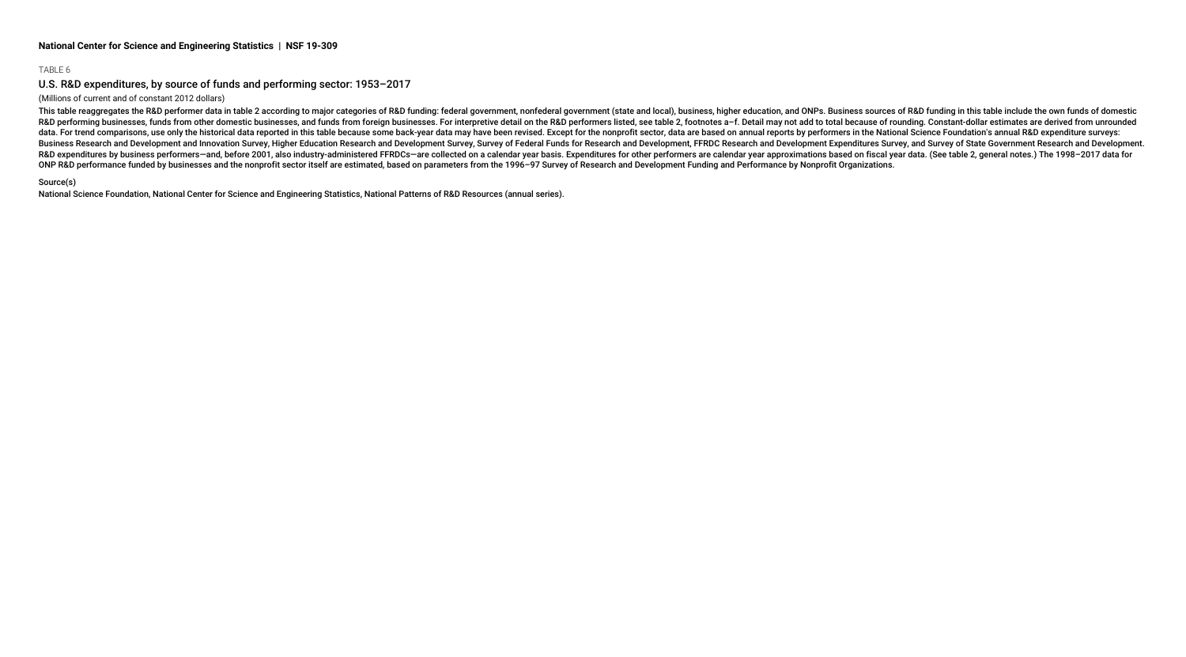**National Center for Science and Engineering Statistics | NSF 19-309**

TABLE 6

## U.S. R&D expenditures, by source of funds and performing sector: 1953–2017

(Millions of current and of constant 2012 dollars)

This table reaggregates the R&D performer data in table 2 according to major categories of R&D funding: federal government, nonfederal government (state and local), business, higher education, and ONPs. Business sources of R&D funding in this table include the own funds of domestic R&D performing businesses, funds from other domestic businesses, and funds from foreign businesses. For interpretive detail on the R&D performers listed, see table 2, footnotes a–f. Detail may not add to total because of rounding. Constant-dollar estimates are derived from unrounded data. For trend comparisons, use only the historical data reported in this table because some back-year data may have been revised. Except for the nonprofit sector, data are based on annual reports by performers in the National Science Foundation's annual R&D expenditure surveys: Business Research and Development and Innovation Survey, Higher Education Research and Development Survey, Survey of Federal Funds for Research and Development, FFRDC Research and Development Expenditures Survey, and Survey of State Government Research and Development. R&D expenditures by business performers—and, before 2001, also industry-administered FFRDCs—are collected on a calendar year basis. Expenditures for other performers are calendar year approximations based on fiscal year data. (See table 2, general notes.) The 1998–2017 data for ONP R&D performance funded by businesses and the nonprofit sector itself are estimated, based on parameters from the 1996–97 Survey of Research and Development Funding and Performance by Nonprofit Organizations.

Source(s)

National Science Foundation, National Center for Science and Engineering Statistics, National Patterns of R&D Resources (annual series).